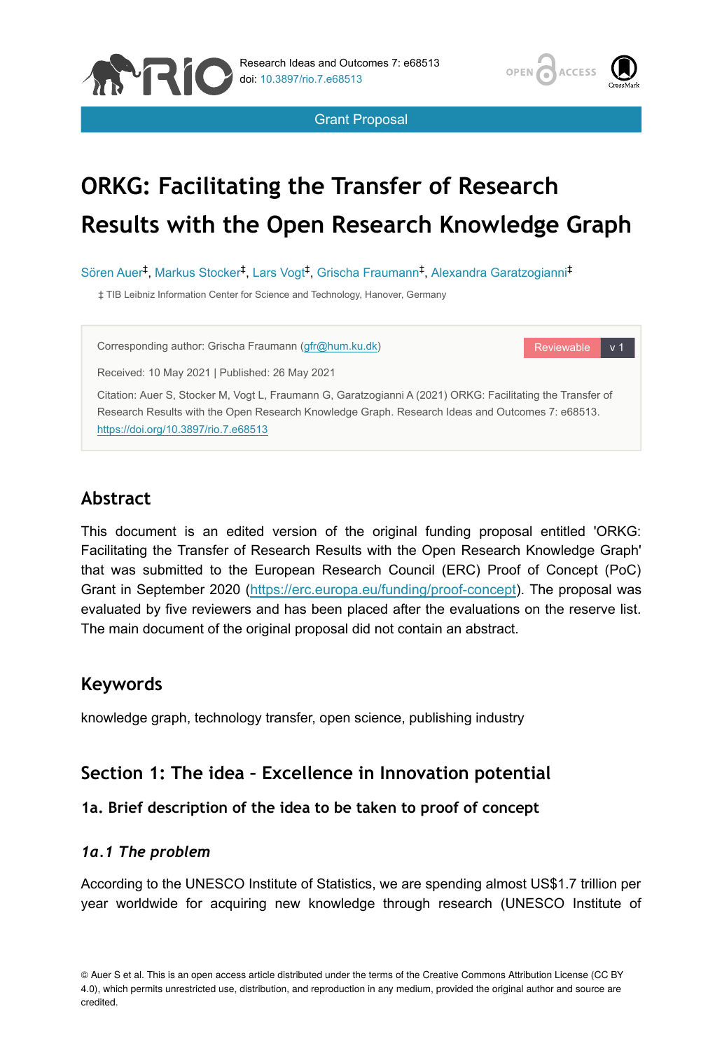Grant Proposal

# ORKG: Facilitating the Transfer of Research Results with the Open Research Knowledge Graph

Sören Auer[‡], Markus Stocker[‡], Lars Vogt[‡], Grischa Fraumann[‡], Alexandra Garatzogianni[‡]

‡ TIB Leibniz Information Center for Science and Technology, Hanover, Germany

Corresponding author: Grischa Fraumann (gfr@hum.ku.dk)

Received: 10 May 2021 | Published: 26 May 2021

Citation: Auer S, Stocker M, Vogt L, Fraumann G, Garatzogianni A (2021) ORKG: Facilitating the Transfer of Research Results with the Open Research Knowledge Graph. Research Ideas and Outcomes 7: e68513. https://doi.org/10.3897/rio.7.e68513

## Abstract

This document is an edited version of the original funding proposal entitled 'ORKG: Facilitating the Transfer of Research Results with the Open Research Knowledge Graph' that was submitted to the European Research Council (ERC) Proof of Concept (PoC) Grant in September 2020 (https://erc.europa.eu/funding/proof-concept). The proposal was evaluated by five reviewers and has been placed after the evaluations on the reserve list. The main document of the original proposal did not contain an abstract.

## Keywords

knowledge graph, technology transfer, open science, publishing industry

## Section 1: The idea - Excellence in Innovation potential

### 1a. Brief description of the idea to be taken to proof of concept

#### *1a.1 The problem*

According to the UNESCO Institute of Statistics, we are spending almost US$1.7 trillion per year worldwide for acquiring new knowledge through research (UNESCO Institute of

© Auer S et al. This is an open access article distributed under the terms of the Creative Commons Attribution License (CC BY 4.0), which permits unrestricted use, distribution, and reproduction in any medium, provided the original author and source are credited.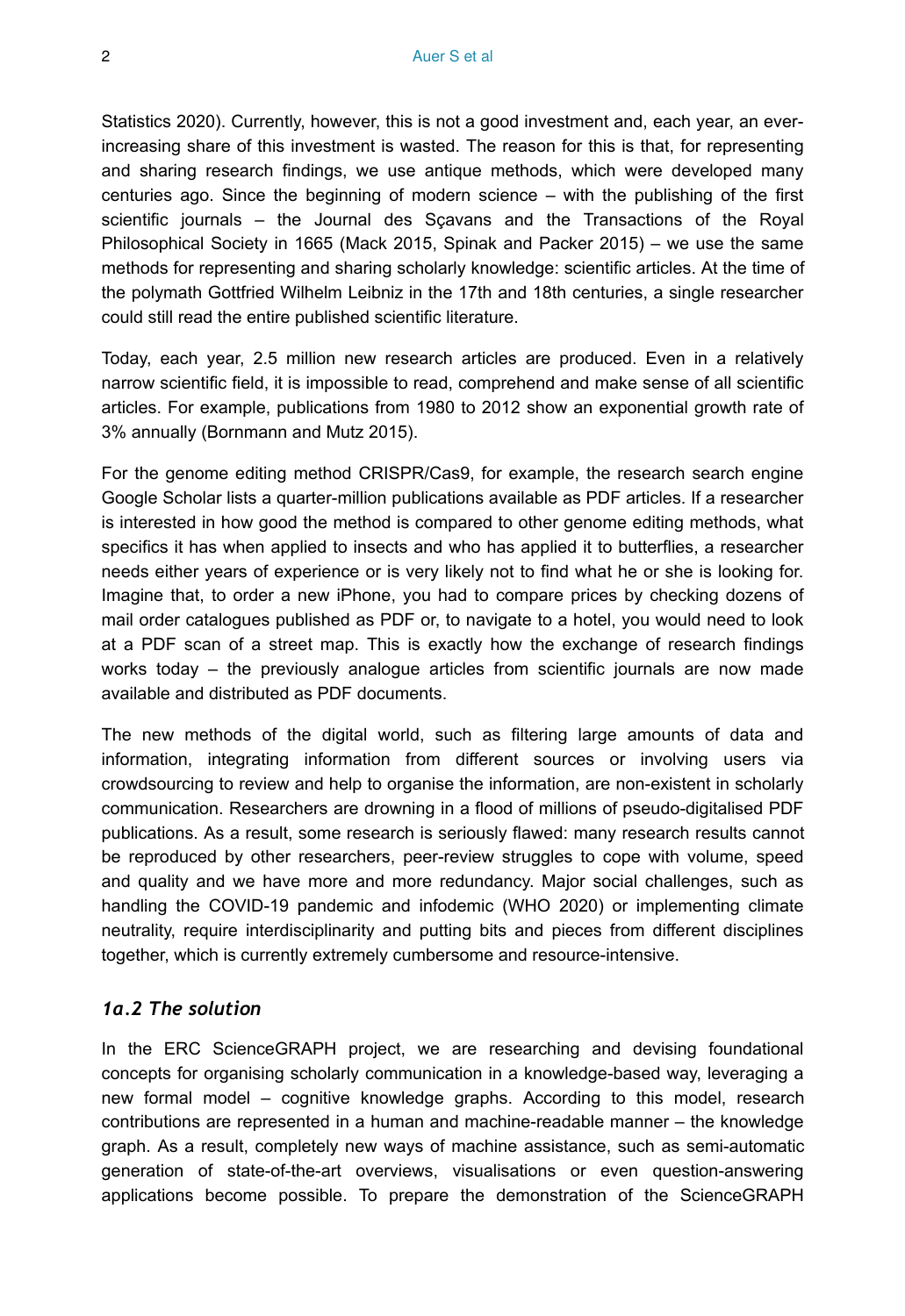Statistics 2020). Currently, however, this is not a good investment and, each year, an ever-increasing share of this investment is wasted. The reason for this is that, for representing and sharing research findings, we use antique methods, which were developed many centuries ago. Since the beginning of modern science – with the publishing of the first scientific journals – the Journal des Sçavans and the Transactions of the Royal Philosophical Society in 1665 (Mack 2015, Spinak and Packer 2015) – we use the same methods for representing and sharing scholarly knowledge: scientific articles. At the time of the polymath Gottfried Wilhelm Leibniz in the 17th and 18th centuries, a single researcher could still read the entire published scientific literature.

Today, each year, 2.5 million new research articles are produced. Even in a relatively narrow scientific field, it is impossible to read, comprehend and make sense of all scientific articles. For example, publications from 1980 to 2012 show an exponential growth rate of 3% annually (Bornmann and Mutz 2015).

For the genome editing method CRISPR/Cas9, for example, the research search engine Google Scholar lists a quarter-million publications available as PDF articles. If a researcher is interested in how good the method is compared to other genome editing methods, what specifics it has when applied to insects and who has applied it to butterflies, a researcher needs either years of experience or is very likely not to find what he or she is looking for. Imagine that, to order a new iPhone, you had to compare prices by checking dozens of mail order catalogues published as PDF or, to navigate to a hotel, you would need to look at a PDF scan of a street map. This is exactly how the exchange of research findings works today – the previously analogue articles from scientific journals are now made available and distributed as PDF documents.

The new methods of the digital world, such as filtering large amounts of data and information, integrating information from different sources or involving users via crowdsourcing to review and help to organise the information, are non-existent in scholarly communication. Researchers are drowning in a flood of millions of pseudo-digitalised PDF publications. As a result, some research is seriously flawed: many research results cannot be reproduced by other researchers, peer-review struggles to cope with volume, speed and quality and we have more and more redundancy. Major social challenges, such as handling the COVID-19 pandemic and infodemic (WHO 2020) or implementing climate neutrality, require interdisciplinarity and putting bits and pieces from different disciplines together, which is currently extremely cumbersome and resource-intensive.

### *1a.2 The solution*

In the ERC ScienceGRAPH project, we are researching and devising foundational concepts for organising scholarly communication in a knowledge-based way, leveraging a new formal model – cognitive knowledge graphs. According to this model, research contributions are represented in a human and machine-readable manner – the knowledge graph. As a result, completely new ways of machine assistance, such as semi-automatic generation of state-of-the-art overviews, visualisations or even question-answering applications become possible. To prepare the demonstration of the ScienceGRAPH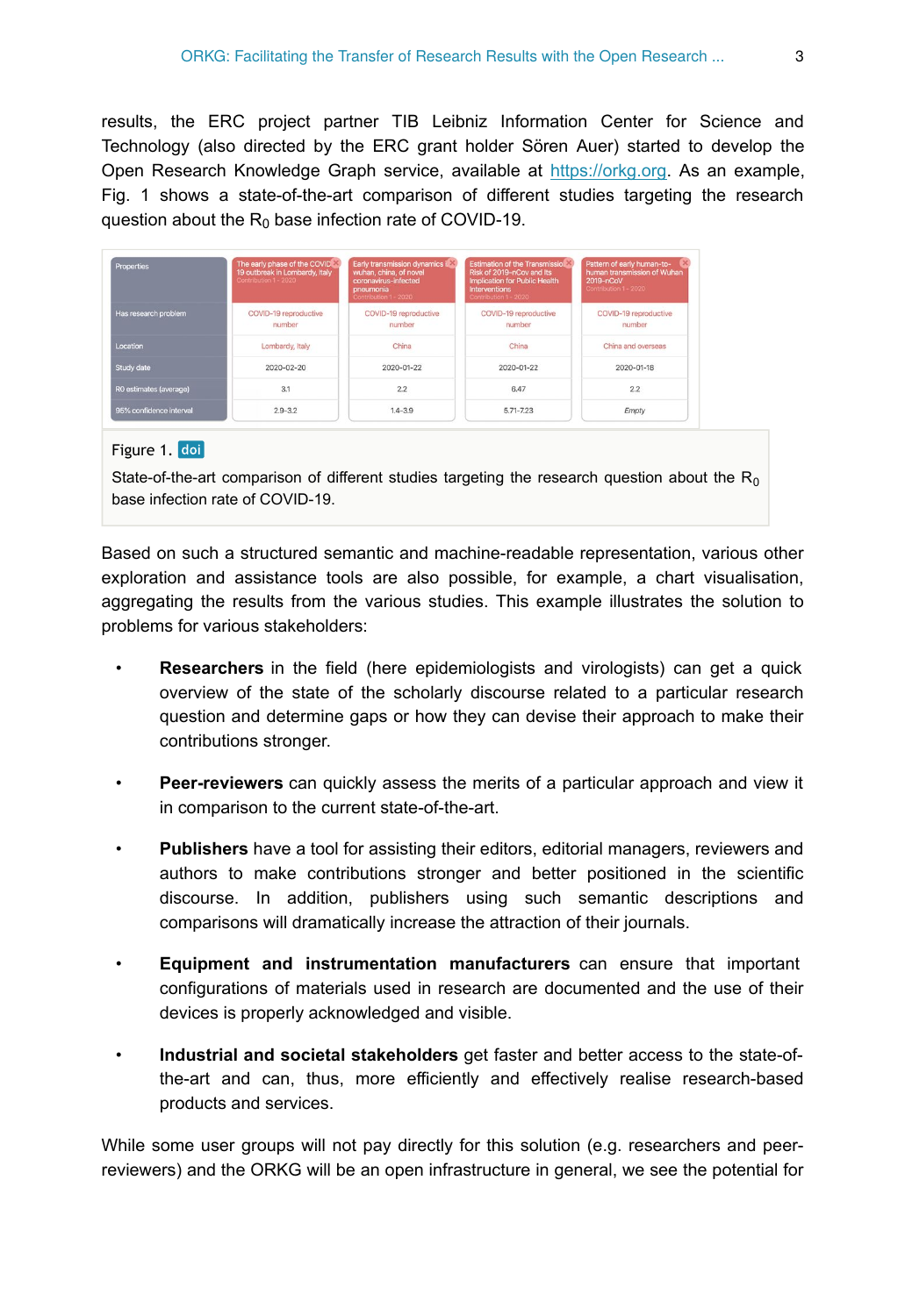results, the ERC project partner TIB Leibniz Information Center for Science and Technology (also directed by the ERC grant holder Sören Auer) started to develop the Open Research Knowledge Graph service, available at https://orkg.org. As an example, Fig. 1 shows a state-of-the-art comparison of different studies targeting the research question about the $R_0$ base infection rate of COVID-19.

| Properties | The early phase of the COVID-19 outbreak in Lombardy, Italy (Contribution 1 - 2020) | Early transmission dynamics wuhan, china, of novel coronavirus-infected pneumonia (Contribution 1 - 2020) | Estimation of the Transmission Risk of 2019-nCov and Its Implication for Public Health Interventions (Contribution 1 - 2020) | Pattern of early human-to-human transmission of Wuhan 2019-nCoV (Contribution 1 - 2020) |
|---|---|---|---|---|
| Has research problem | COVID-19 reproductive number | COVID-19 reproductive number | COVID-19 reproductive number | COVID-19 reproductive number |
| Location | Lombardy, Italy | China | China | China and overseas |
| Study date | 2020-02-20 | 2020-01-22 | 2020-01-22 | 2020-01-18 |
| R0 estimates (average) | 3.1 | 2.2 | 6.47 | 2.2 |
| 95% confidence interval | 2.9-3.2 | 1.4-3.9 | 5.71-7.23 | Empty |

Figure 1. doi

State-of-the-art comparison of different studies targeting the research question about the $R_0$ base infection rate of COVID-19.

Based on such a structured semantic and machine-readable representation, various other exploration and assistance tools are also possible, for example, a chart visualisation, aggregating the results from the various studies. This example illustrates the solution to problems for various stakeholders:

- **Researchers** in the field (here epidemiologists and virologists) can get a quick overview of the state of the scholarly discourse related to a particular research question and determine gaps or how they can devise their approach to make their contributions stronger.
- **Peer-reviewers** can quickly assess the merits of a particular approach and view it in comparison to the current state-of-the-art.
- **Publishers** have a tool for assisting their editors, editorial managers, reviewers and authors to make contributions stronger and better positioned in the scientific discourse. In addition, publishers using such semantic descriptions and comparisons will dramatically increase the attraction of their journals.
- **Equipment and instrumentation manufacturers** can ensure that important configurations of materials used in research are documented and the use of their devices is properly acknowledged and visible.
- **Industrial and societal stakeholders** get faster and better access to the state-of-the-art and can, thus, more efficiently and effectively realise research-based products and services.

While some user groups will not pay directly for this solution (e.g. researchers and peer-reviewers) and the ORKG will be an open infrastructure in general, we see the potential for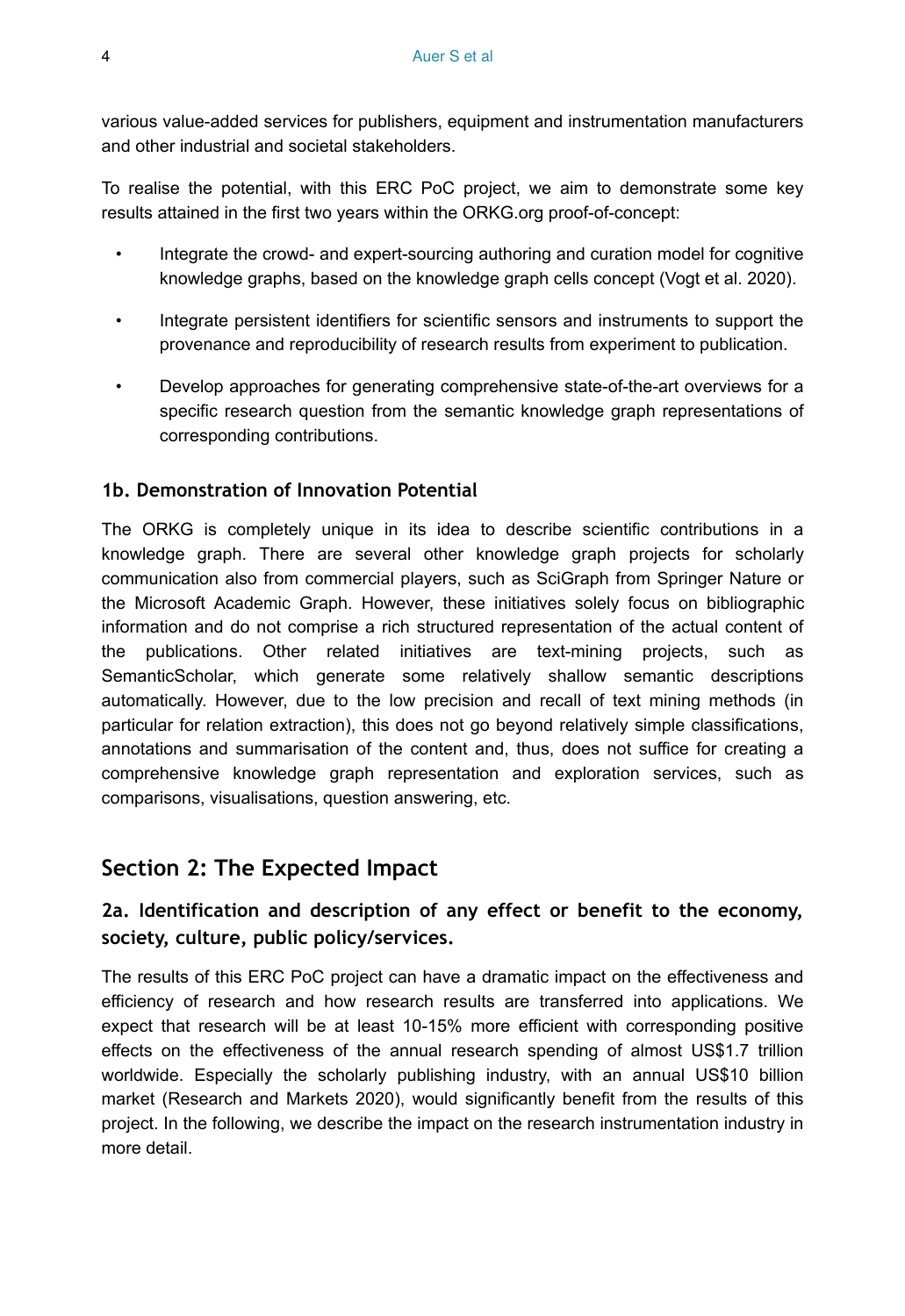various value-added services for publishers, equipment and instrumentation manufacturers and other industrial and societal stakeholders.

To realise the potential, with this ERC PoC project, we aim to demonstrate some key results attained in the first two years within the ORKG.org proof-of-concept:

- Integrate the crowd- and expert-sourcing authoring and curation model for cognitive knowledge graphs, based on the knowledge graph cells concept (Vogt et al. 2020).
- Integrate persistent identifiers for scientific sensors and instruments to support the provenance and reproducibility of research results from experiment to publication.
- Develop approaches for generating comprehensive state-of-the-art overviews for a specific research question from the semantic knowledge graph representations of corresponding contributions.

### 1b. Demonstration of Innovation Potential

The ORKG is completely unique in its idea to describe scientific contributions in a knowledge graph. There are several other knowledge graph projects for scholarly communication also from commercial players, such as SciGraph from Springer Nature or the Microsoft Academic Graph. However, these initiatives solely focus on bibliographic information and do not comprise a rich structured representation of the actual content of the publications. Other related initiatives are text-mining projects, such as SemanticScholar, which generate some relatively shallow semantic descriptions automatically. However, due to the low precision and recall of text mining methods (in particular for relation extraction), this does not go beyond relatively simple classifications, annotations and summarisation of the content and, thus, does not suffice for creating a comprehensive knowledge graph representation and exploration services, such as comparisons, visualisations, question answering, etc.

## Section 2: The Expected Impact

### 2a. Identification and description of any effect or benefit to the economy, society, culture, public policy/services.

The results of this ERC PoC project can have a dramatic impact on the effectiveness and efficiency of research and how research results are transferred into applications. We expect that research will be at least 10-15% more efficient with corresponding positive effects on the effectiveness of the annual research spending of almost US$1.7 trillion worldwide. Especially the scholarly publishing industry, with an annual US$10 billion market (Research and Markets 2020), would significantly benefit from the results of this project. In the following, we describe the impact on the research instrumentation industry in more detail.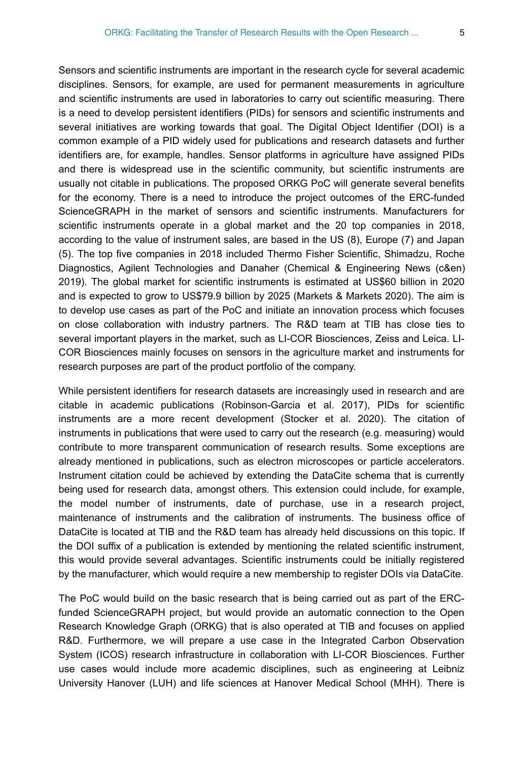Sensors and scientific instruments are important in the research cycle for several academic disciplines. Sensors, for example, are used for permanent measurements in agriculture and scientific instruments are used in laboratories to carry out scientific measuring. There is a need to develop persistent identifiers (PIDs) for sensors and scientific instruments and several initiatives are working towards that goal. The Digital Object Identifier (DOI) is a common example of a PID widely used for publications and research datasets and further identifiers are, for example, handles. Sensor platforms in agriculture have assigned PIDs and there is widespread use in the scientific community, but scientific instruments are usually not citable in publications. The proposed ORKG PoC will generate several benefits for the economy. There is a need to introduce the project outcomes of the ERC-funded ScienceGRAPH in the market of sensors and scientific instruments. Manufacturers for scientific instruments operate in a global market and the 20 top companies in 2018, according to the value of instrument sales, are based in the US (8), Europe (7) and Japan (5). The top five companies in 2018 included Thermo Fisher Scientific, Shimadzu, Roche Diagnostics, Agilent Technologies and Danaher (Chemical & Engineering News (c&en) 2019). The global market for scientific instruments is estimated at US$60 billion in 2020 and is expected to grow to US$79.9 billion by 2025 (Markets & Markets 2020). The aim is to develop use cases as part of the PoC and initiate an innovation process which focuses on close collaboration with industry partners. The R&D team at TIB has close ties to several important players in the market, such as LI-COR Biosciences, Zeiss and Leica. LI-COR Biosciences mainly focuses on sensors in the agriculture market and instruments for research purposes are part of the product portfolio of the company.

While persistent identifiers for research datasets are increasingly used in research and are citable in academic publications (Robinson-Garcia et al. 2017), PIDs for scientific instruments are a more recent development (Stocker et al. 2020). The citation of instruments in publications that were used to carry out the research (e.g. measuring) would contribute to more transparent communication of research results. Some exceptions are already mentioned in publications, such as electron microscopes or particle accelerators. Instrument citation could be achieved by extending the DataCite schema that is currently being used for research data, amongst others. This extension could include, for example, the model number of instruments, date of purchase, use in a research project, maintenance of instruments and the calibration of instruments. The business office of DataCite is located at TIB and the R&D team has already held discussions on this topic. If the DOI suffix of a publication is extended by mentioning the related scientific instrument, this would provide several advantages. Scientific instruments could be initially registered by the manufacturer, which would require a new membership to register DOIs via DataCite.

The PoC would build on the basic research that is being carried out as part of the ERC-funded ScienceGRAPH project, but would provide an automatic connection to the Open Research Knowledge Graph (ORKG) that is also operated at TIB and focuses on applied R&D. Furthermore, we will prepare a use case in the Integrated Carbon Observation System (ICOS) research infrastructure in collaboration with LI-COR Biosciences. Further use cases would include more academic disciplines, such as engineering at Leibniz University Hanover (LUH) and life sciences at Hanover Medical School (MHH). There is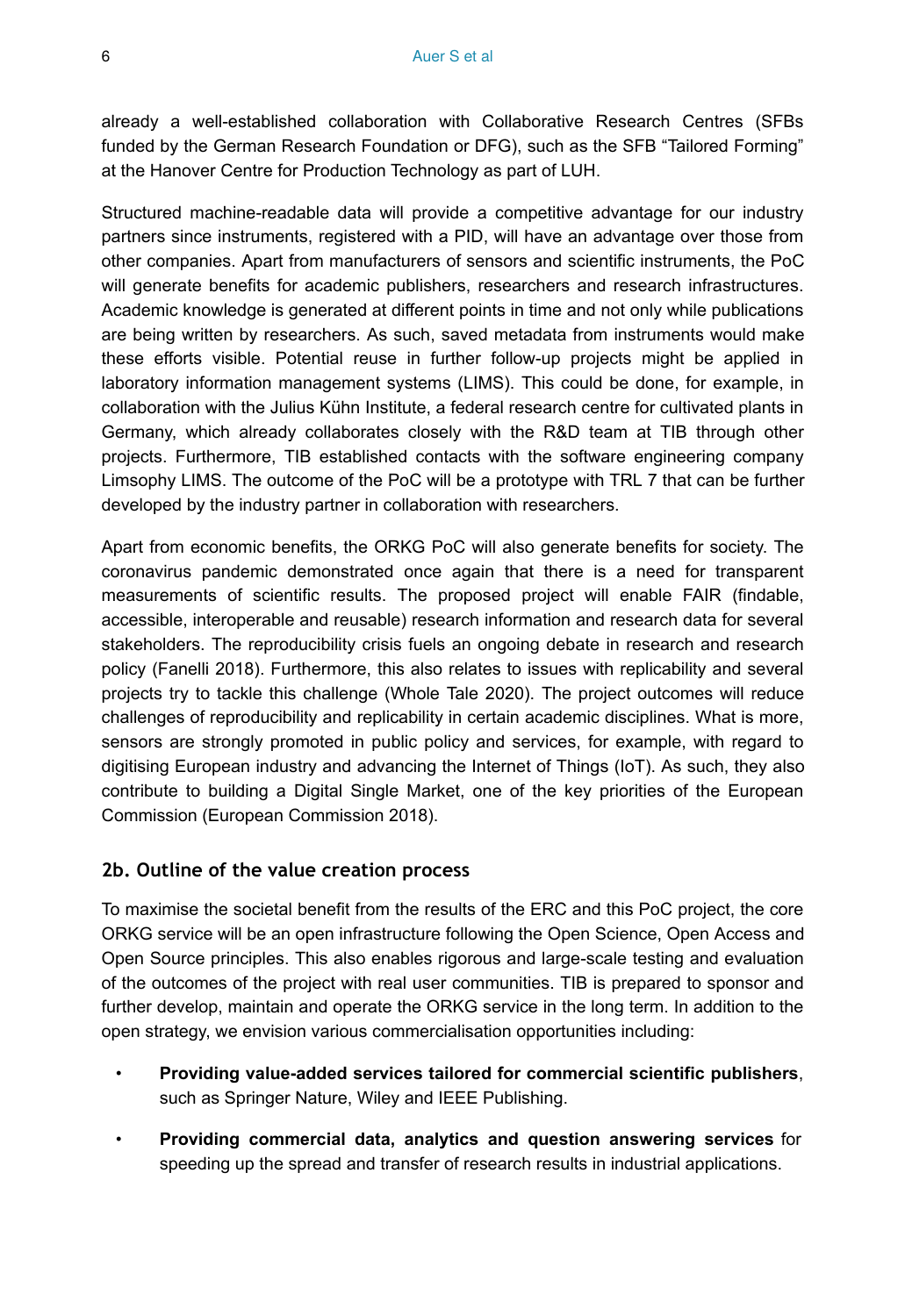already a well-established collaboration with Collaborative Research Centres (SFBs funded by the German Research Foundation or DFG), such as the SFB "Tailored Forming" at the Hanover Centre for Production Technology as part of LUH.

Structured machine-readable data will provide a competitive advantage for our industry partners since instruments, registered with a PID, will have an advantage over those from other companies. Apart from manufacturers of sensors and scientific instruments, the PoC will generate benefits for academic publishers, researchers and research infrastructures. Academic knowledge is generated at different points in time and not only while publications are being written by researchers. As such, saved metadata from instruments would make these efforts visible. Potential reuse in further follow-up projects might be applied in laboratory information management systems (LIMS). This could be done, for example, in collaboration with the Julius Kühn Institute, a federal research centre for cultivated plants in Germany, which already collaborates closely with the R&D team at TIB through other projects. Furthermore, TIB established contacts with the software engineering company Limsophy LIMS. The outcome of the PoC will be a prototype with TRL 7 that can be further developed by the industry partner in collaboration with researchers.

Apart from economic benefits, the ORKG PoC will also generate benefits for society. The coronavirus pandemic demonstrated once again that there is a need for transparent measurements of scientific results. The proposed project will enable FAIR (findable, accessible, interoperable and reusable) research information and research data for several stakeholders. The reproducibility crisis fuels an ongoing debate in research and research policy (Fanelli 2018). Furthermore, this also relates to issues with replicability and several projects try to tackle this challenge (Whole Tale 2020). The project outcomes will reduce challenges of reproducibility and replicability in certain academic disciplines. What is more, sensors are strongly promoted in public policy and services, for example, with regard to digitising European industry and advancing the Internet of Things (IoT). As such, they also contribute to building a Digital Single Market, one of the key priorities of the European Commission (European Commission 2018).

## 2b. Outline of the value creation process

To maximise the societal benefit from the results of the ERC and this PoC project, the core ORKG service will be an open infrastructure following the Open Science, Open Access and Open Source principles. This also enables rigorous and large-scale testing and evaluation of the outcomes of the project with real user communities. TIB is prepared to sponsor and further develop, maintain and operate the ORKG service in the long term. In addition to the open strategy, we envision various commercialisation opportunities including:

- **Providing value-added services tailored for commercial scientific publishers**, such as Springer Nature, Wiley and IEEE Publishing.
- **Providing commercial data, analytics and question answering services** for speeding up the spread and transfer of research results in industrial applications.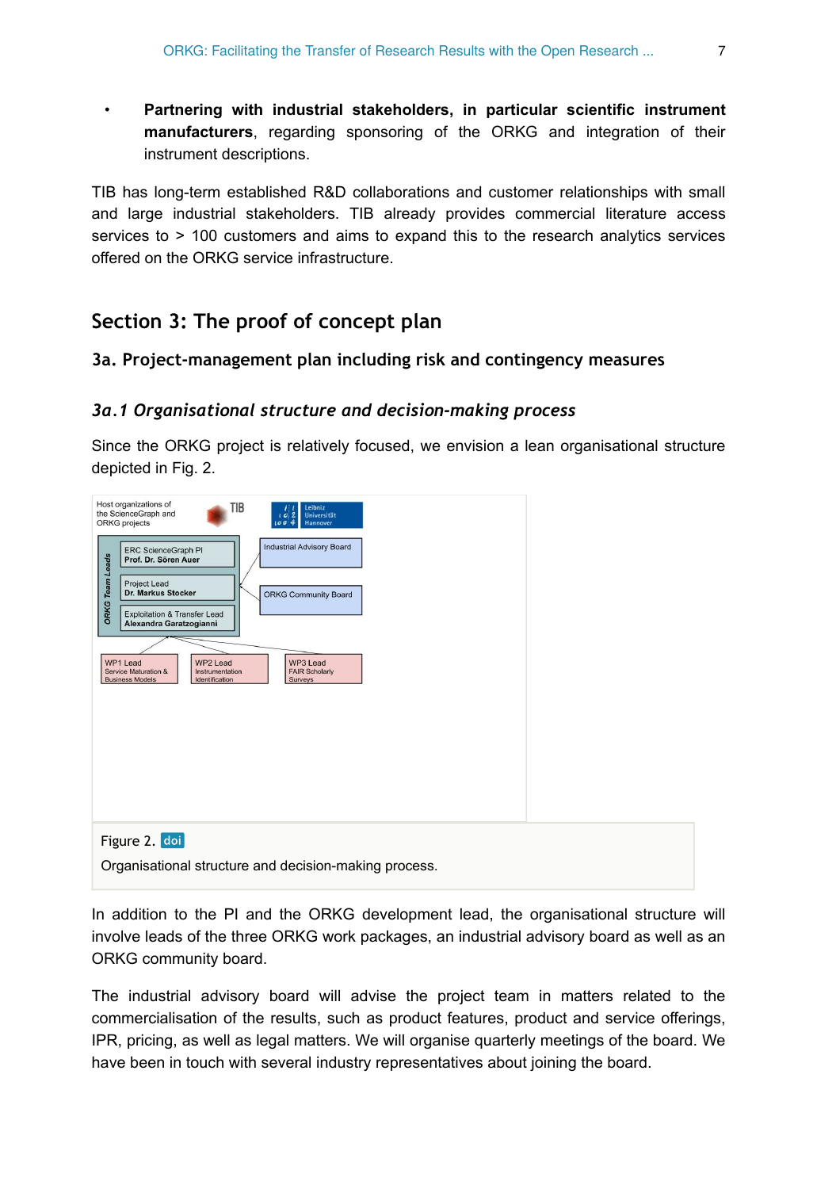- **Partnering with industrial stakeholders, in particular scientific instrument manufacturers**, regarding sponsoring of the ORKG and integration of their instrument descriptions.

TIB has long-term established R&D collaborations and customer relationships with small and large industrial stakeholders. TIB already provides commercial literature access services to > 100 customers and aims to expand this to the research analytics services offered on the ORKG service infrastructure.

## Section 3: The proof of concept plan

### 3a. Project-management plan including risk and contingency measures

#### *3a.1 Organisational structure and decision-making process*

Since the ORKG project is relatively focused, we envision a lean organisational structure depicted in Fig. 2.

Figure 2. doi

Organisational structure and decision-making process.

In addition to the PI and the ORKG development lead, the organisational structure will involve leads of the three ORKG work packages, an industrial advisory board as well as an ORKG community board.

The industrial advisory board will advise the project team in matters related to the commercialisation of the results, such as product features, product and service offerings, IPR, pricing, as well as legal matters. We will organise quarterly meetings of the board. We have been in touch with several industry representatives about joining the board.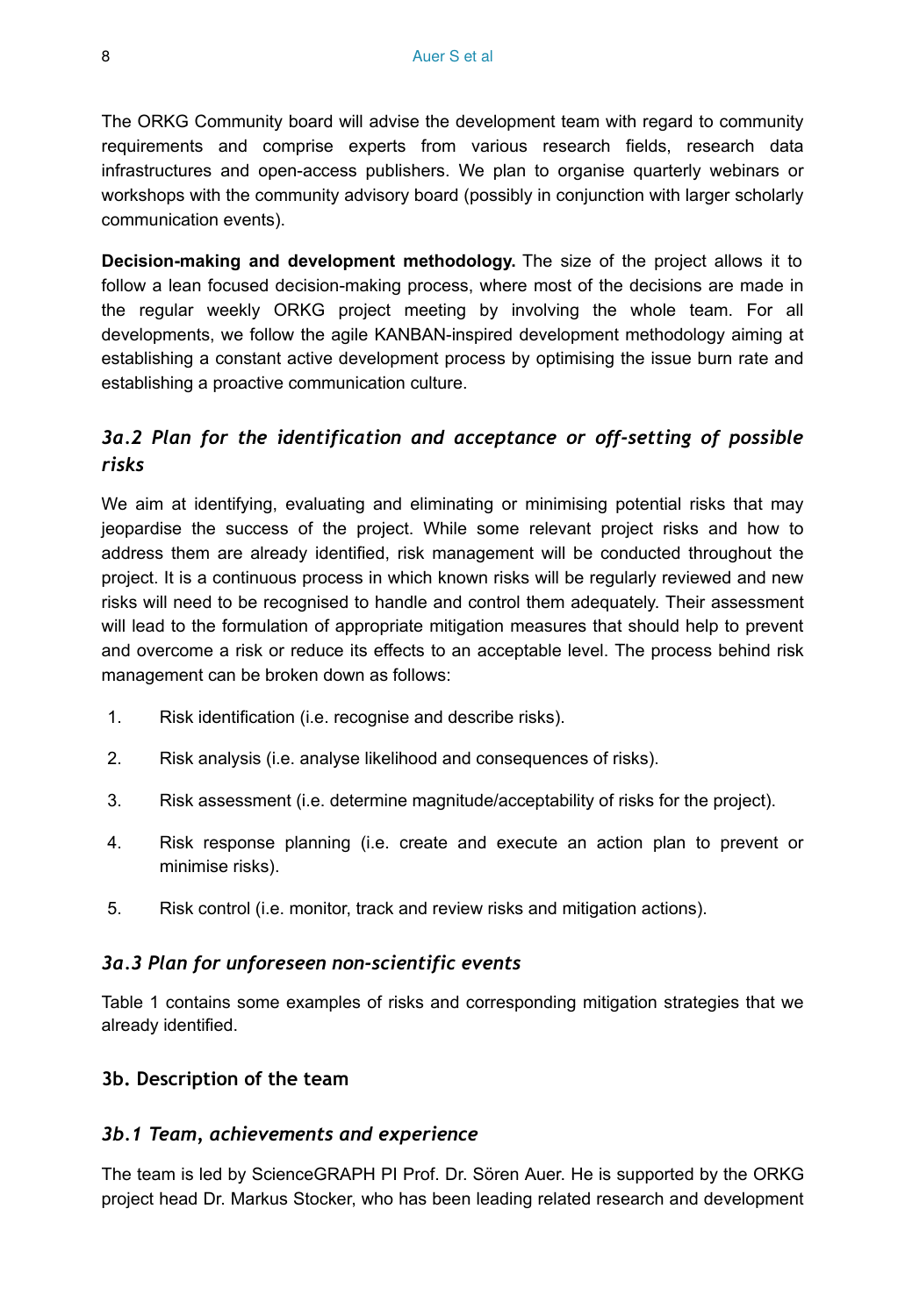The ORKG Community board will advise the development team with regard to community requirements and comprise experts from various research fields, research data infrastructures and open-access publishers. We plan to organise quarterly webinars or workshops with the community advisory board (possibly in conjunction with larger scholarly communication events).

**Decision-making and development methodology.** The size of the project allows it to follow a lean focused decision-making process, where most of the decisions are made in the regular weekly ORKG project meeting by involving the whole team. For all developments, we follow the agile KANBAN-inspired development methodology aiming at establishing a constant active development process by optimising the issue burn rate and establishing a proactive communication culture.

### *3a.2 Plan for the identification and acceptance or off-setting of possible risks*

We aim at identifying, evaluating and eliminating or minimising potential risks that may jeopardise the success of the project. While some relevant project risks and how to address them are already identified, risk management will be conducted throughout the project. It is a continuous process in which known risks will be regularly reviewed and new risks will need to be recognised to handle and control them adequately. Their assessment will lead to the formulation of appropriate mitigation measures that should help to prevent and overcome a risk or reduce its effects to an acceptable level. The process behind risk management can be broken down as follows:

1. Risk identification (i.e. recognise and describe risks).
2. Risk analysis (i.e. analyse likelihood and consequences of risks).
3. Risk assessment (i.e. determine magnitude/acceptability of risks for the project).
4. Risk response planning (i.e. create and execute an action plan to prevent or minimise risks).
5. Risk control (i.e. monitor, track and review risks and mitigation actions).

### *3a.3 Plan for unforeseen non-scientific events*

Table 1 contains some examples of risks and corresponding mitigation strategies that we already identified.

## 3b. Description of the team

### *3b.1 Team, achievements and experience*

The team is led by ScienceGRAPH PI Prof. Dr. Sören Auer. He is supported by the ORKG project head Dr. Markus Stocker, who has been leading related research and development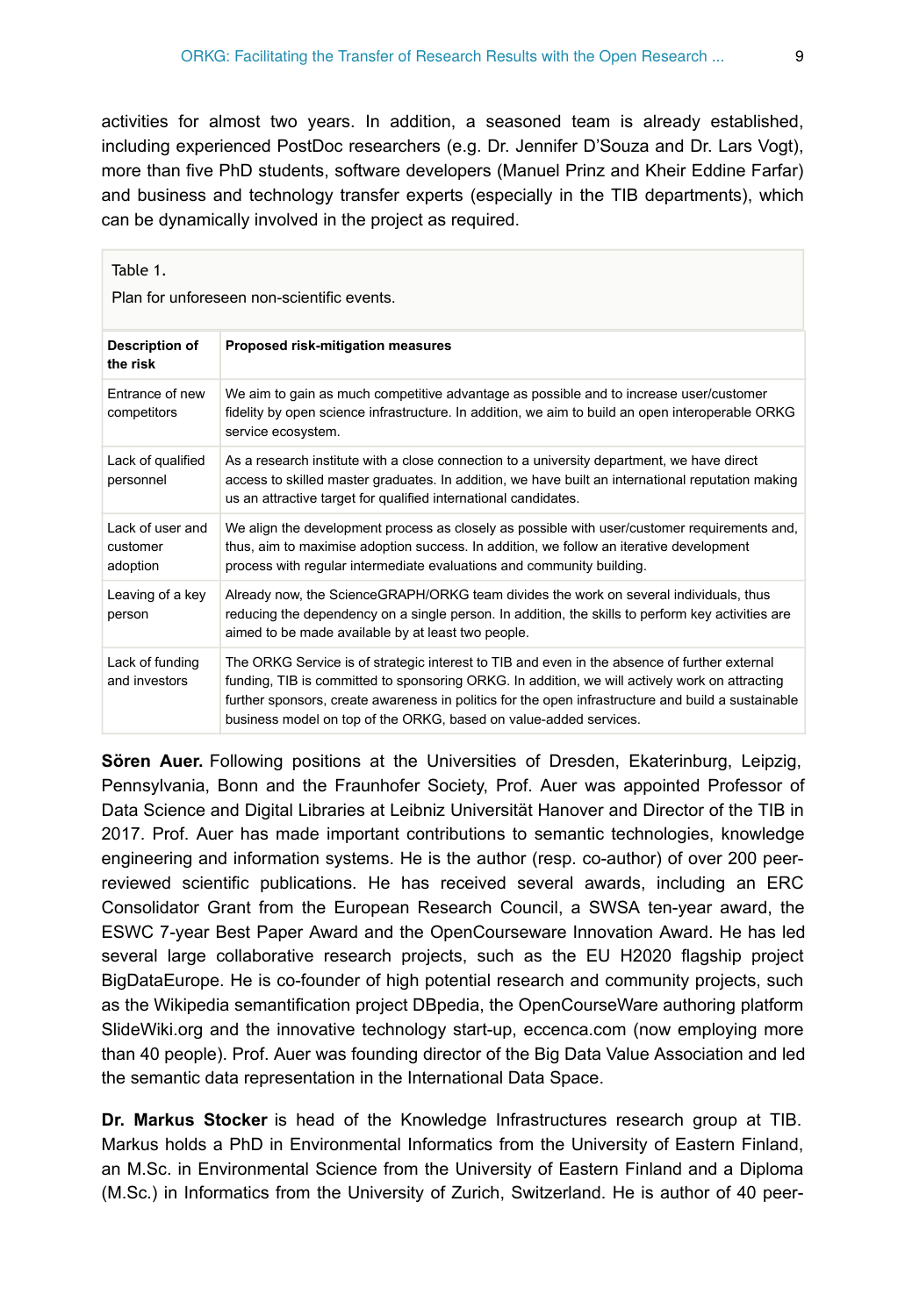activities for almost two years. In addition, a seasoned team is already established, including experienced PostDoc researchers (e.g. Dr. Jennifer D'Souza and Dr. Lars Vogt), more than five PhD students, software developers (Manuel Prinz and Kheir Eddine Farfar) and business and technology transfer experts (especially in the TIB departments), which can be dynamically involved in the project as required.

Table 1.

Plan for unforeseen non-scientific events.

| Description of the risk | Proposed risk-mitigation measures |
|---|---|
| Entrance of new competitors | We aim to gain as much competitive advantage as possible and to increase user/customer fidelity by open science infrastructure. In addition, we aim to build an open interoperable ORKG service ecosystem. |
| Lack of qualified personnel | As a research institute with a close connection to a university department, we have direct access to skilled master graduates. In addition, we have built an international reputation making us an attractive target for qualified international candidates. |
| Lack of user and customer adoption | We align the development process as closely as possible with user/customer requirements and, thus, aim to maximise adoption success. In addition, we follow an iterative development process with regular intermediate evaluations and community building. |
| Leaving of a key person | Already now, the ScienceGRAPH/ORKG team divides the work on several individuals, thus reducing the dependency on a single person. In addition, the skills to perform key activities are aimed to be made available by at least two people. |
| Lack of funding and investors | The ORKG Service is of strategic interest to TIB and even in the absence of further external funding, TIB is committed to sponsoring ORKG. In addition, we will actively work on attracting further sponsors, create awareness in politics for the open infrastructure and build a sustainable business model on top of the ORKG, based on value-added services. |

**Sören Auer.** Following positions at the Universities of Dresden, Ekaterinburg, Leipzig, Pennsylvania, Bonn and the Fraunhofer Society, Prof. Auer was appointed Professor of Data Science and Digital Libraries at Leibniz Universität Hanover and Director of the TIB in 2017. Prof. Auer has made important contributions to semantic technologies, knowledge engineering and information systems. He is the author (resp. co-author) of over 200 peer-reviewed scientific publications. He has received several awards, including an ERC Consolidator Grant from the European Research Council, a SWSA ten-year award, the ESWC 7-year Best Paper Award and the OpenCourseware Innovation Award. He has led several large collaborative research projects, such as the EU H2020 flagship project BigDataEurope. He is co-founder of high potential research and community projects, such as the Wikipedia semantification project DBpedia, the OpenCourseWare authoring platform SlideWiki.org and the innovative technology start-up, eccenca.com (now employing more than 40 people). Prof. Auer was founding director of the Big Data Value Association and led the semantic data representation in the International Data Space.

**Dr. Markus Stocker** is head of the Knowledge Infrastructures research group at TIB. Markus holds a PhD in Environmental Informatics from the University of Eastern Finland, an M.Sc. in Environmental Science from the University of Eastern Finland and a Diploma (M.Sc.) in Informatics from the University of Zurich, Switzerland. He is author of 40 peer-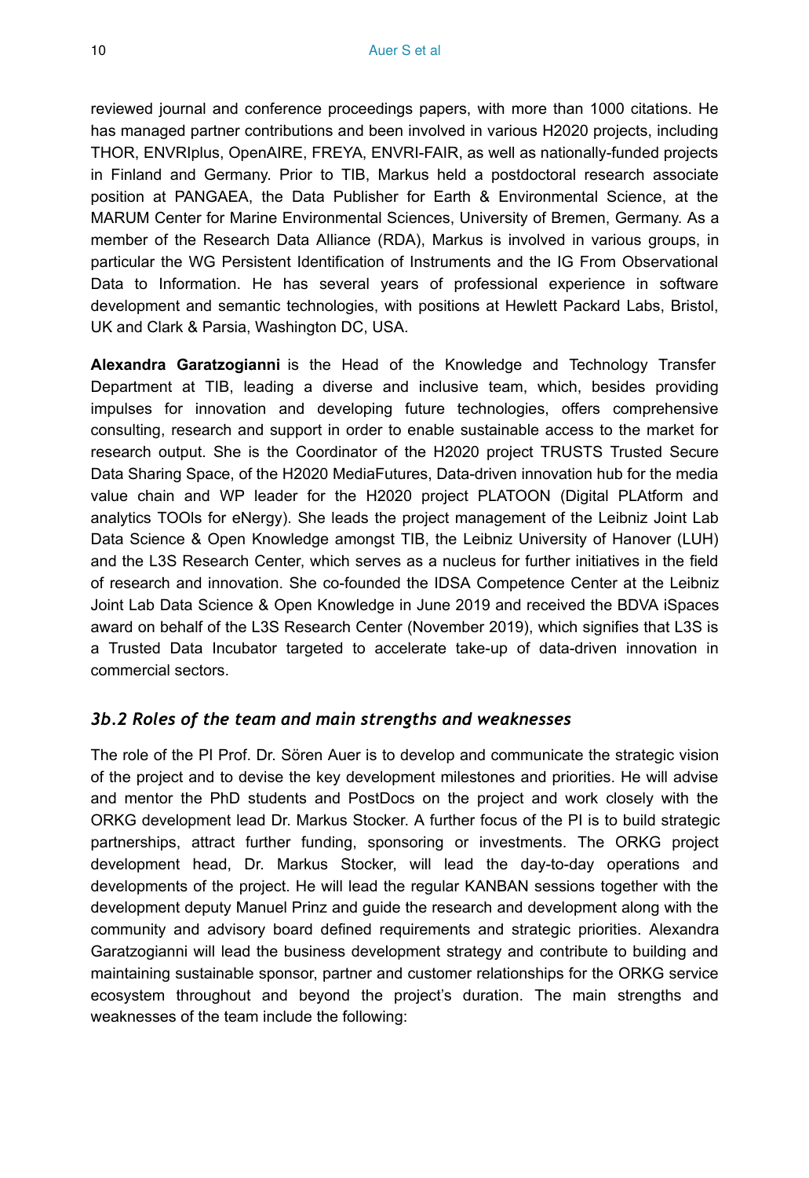reviewed journal and conference proceedings papers, with more than 1000 citations. He has managed partner contributions and been involved in various H2020 projects, including THOR, ENVRIplus, OpenAIRE, FREYA, ENVRI-FAIR, as well as nationally-funded projects in Finland and Germany. Prior to TIB, Markus held a postdoctoral research associate position at PANGAEA, the Data Publisher for Earth & Environmental Science, at the MARUM Center for Marine Environmental Sciences, University of Bremen, Germany. As a member of the Research Data Alliance (RDA), Markus is involved in various groups, in particular the WG Persistent Identification of Instruments and the IG From Observational Data to Information. He has several years of professional experience in software development and semantic technologies, with positions at Hewlett Packard Labs, Bristol, UK and Clark & Parsia, Washington DC, USA.

**Alexandra Garatzogianni** is the Head of the Knowledge and Technology Transfer Department at TIB, leading a diverse and inclusive team, which, besides providing impulses for innovation and developing future technologies, offers comprehensive consulting, research and support in order to enable sustainable access to the market for research output. She is the Coordinator of the H2020 project TRUSTS Trusted Secure Data Sharing Space, of the H2020 MediaFutures, Data-driven innovation hub for the media value chain and WP leader for the H2020 project PLATOON (Digital PLAtform and analytics TOOls for eNergy). She leads the project management of the Leibniz Joint Lab Data Science & Open Knowledge amongst TIB, the Leibniz University of Hanover (LUH) and the L3S Research Center, which serves as a nucleus for further initiatives in the field of research and innovation. She co-founded the IDSA Competence Center at the Leibniz Joint Lab Data Science & Open Knowledge in June 2019 and received the BDVA iSpaces award on behalf of the L3S Research Center (November 2019), which signifies that L3S is a Trusted Data Incubator targeted to accelerate take-up of data-driven innovation in commercial sectors.

### *3b.2 Roles of the team and main strengths and weaknesses*

The role of the PI Prof. Dr. Sören Auer is to develop and communicate the strategic vision of the project and to devise the key development milestones and priorities. He will advise and mentor the PhD students and PostDocs on the project and work closely with the ORKG development lead Dr. Markus Stocker. A further focus of the PI is to build strategic partnerships, attract further funding, sponsoring or investments. The ORKG project development head, Dr. Markus Stocker, will lead the day-to-day operations and developments of the project. He will lead the regular KANBAN sessions together with the development deputy Manuel Prinz and guide the research and development along with the community and advisory board defined requirements and strategic priorities. Alexandra Garatzogianni will lead the business development strategy and contribute to building and maintaining sustainable sponsor, partner and customer relationships for the ORKG service ecosystem throughout and beyond the project's duration. The main strengths and weaknesses of the team include the following: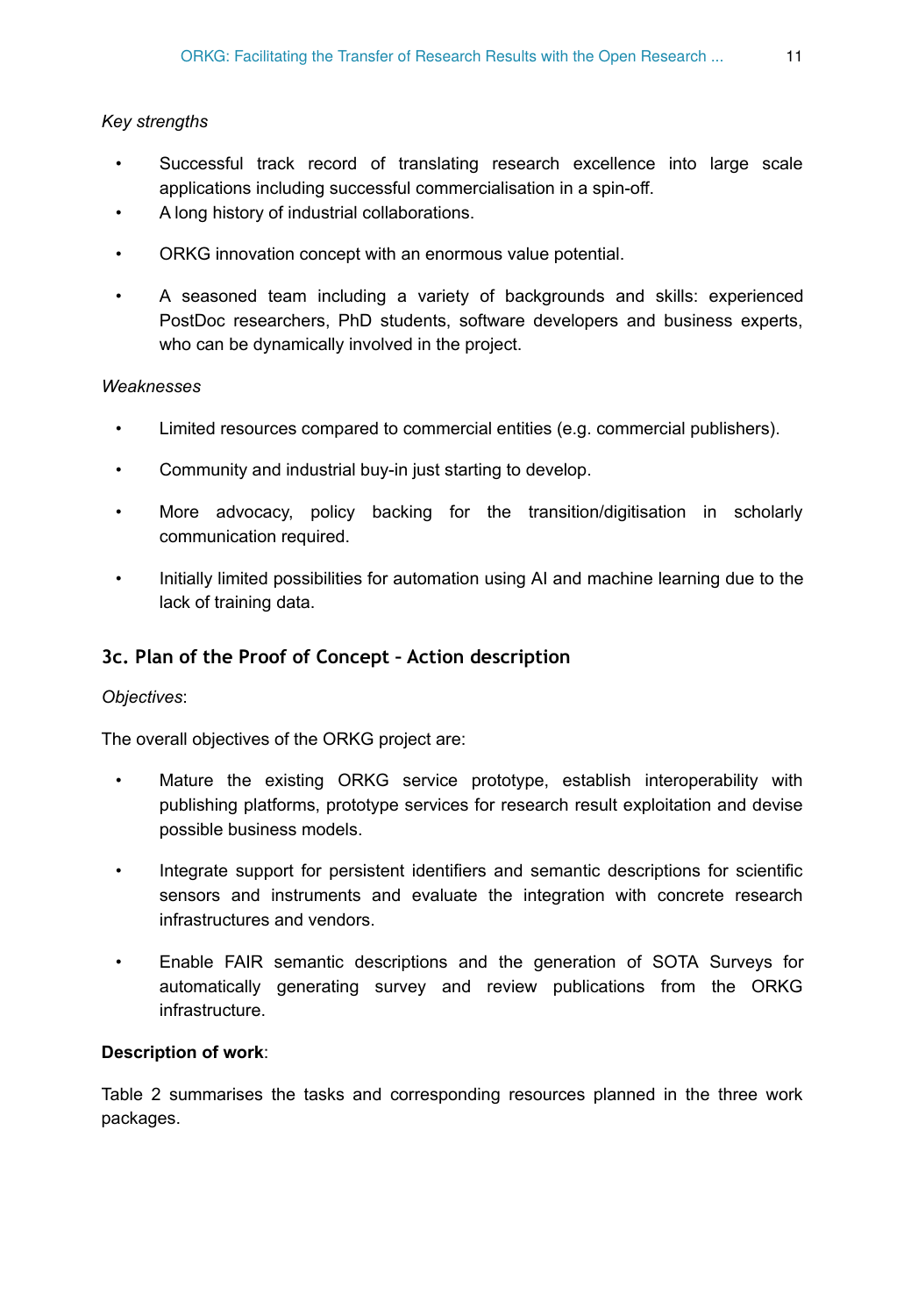*Key strengths*

- Successful track record of translating research excellence into large scale applications including successful commercialisation in a spin-off.
- A long history of industrial collaborations.
- ORKG innovation concept with an enormous value potential.
- A seasoned team including a variety of backgrounds and skills: experienced PostDoc researchers, PhD students, software developers and business experts, who can be dynamically involved in the project.

*Weaknesses*

- Limited resources compared to commercial entities (e.g. commercial publishers).
- Community and industrial buy-in just starting to develop.
- More advocacy, policy backing for the transition/digitisation in scholarly communication required.
- Initially limited possibilities for automation using AI and machine learning due to the lack of training data.

### 3c. Plan of the Proof of Concept – Action description

*Objectives*:

The overall objectives of the ORKG project are:

- Mature the existing ORKG service prototype, establish interoperability with publishing platforms, prototype services for research result exploitation and devise possible business models.
- Integrate support for persistent identifiers and semantic descriptions for scientific sensors and instruments and evaluate the integration with concrete research infrastructures and vendors.
- Enable FAIR semantic descriptions and the generation of SOTA Surveys for automatically generating survey and review publications from the ORKG infrastructure.

**Description of work**:

Table 2 summarises the tasks and corresponding resources planned in the three work packages.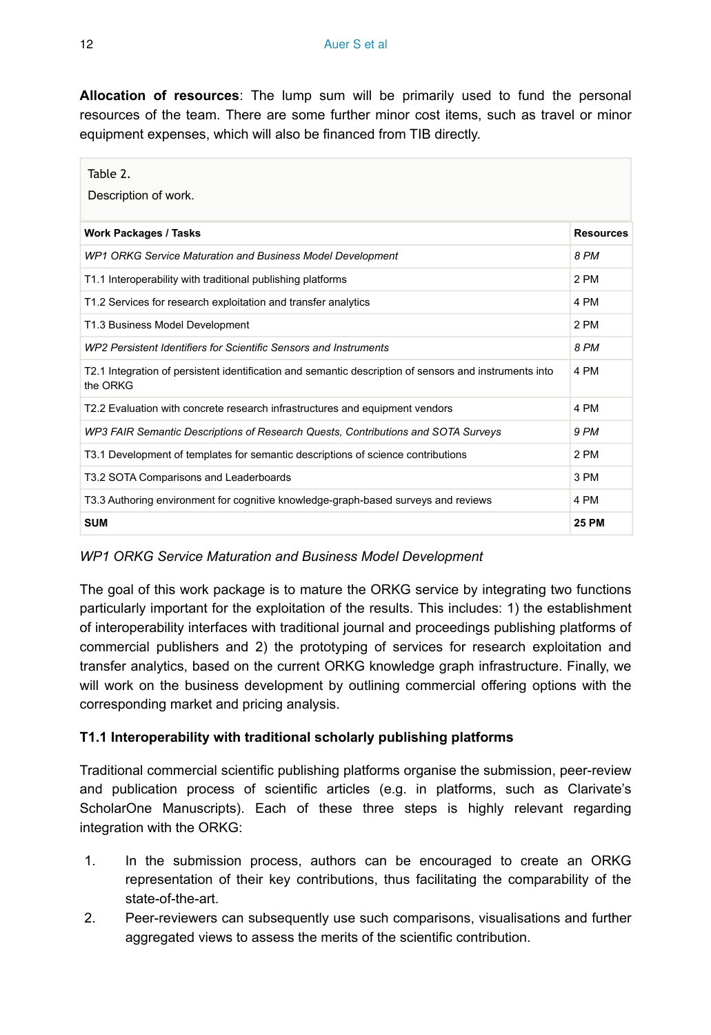**Allocation of resources**: The lump sum will be primarily used to fund the personal resources of the team. There are some further minor cost items, such as travel or minor equipment expenses, which will also be financed from TIB directly.

Table 2.

Description of work.

| **Work Packages / Tasks** | **Resources** |
|---|---|
| *WP1 ORKG Service Maturation and Business Model Development* | *8 PM* |
| T1.1 Interoperability with traditional publishing platforms | 2 PM |
| T1.2 Services for research exploitation and transfer analytics | 4 PM |
| T1.3 Business Model Development | 2 PM |
| *WP2 Persistent Identifiers for Scientific Sensors and Instruments* | *8 PM* |
| T2.1 Integration of persistent identification and semantic description of sensors and instruments into the ORKG | 4 PM |
| T2.2 Evaluation with concrete research infrastructures and equipment vendors | 4 PM |
| *WP3 FAIR Semantic Descriptions of Research Quests, Contributions and SOTA Surveys* | *9 PM* |
| T3.1 Development of templates for semantic descriptions of science contributions | 2 PM |
| T3.2 SOTA Comparisons and Leaderboards | 3 PM |
| T3.3 Authoring environment for cognitive knowledge-graph-based surveys and reviews | 4 PM |
| **SUM** | **25 PM** |

*WP1 ORKG Service Maturation and Business Model Development*

The goal of this work package is to mature the ORKG service by integrating two functions particularly important for the exploitation of the results. This includes: 1) the establishment of interoperability interfaces with traditional journal and proceedings publishing platforms of commercial publishers and 2) the prototyping of services for research exploitation and transfer analytics, based on the current ORKG knowledge graph infrastructure. Finally, we will work on the business development by outlining commercial offering options with the corresponding market and pricing analysis.

**T1.1 Interoperability with traditional scholarly publishing platforms**

Traditional commercial scientific publishing platforms organise the submission, peer-review and publication process of scientific articles (e.g. in platforms, such as Clarivate's ScholarOne Manuscripts). Each of these three steps is highly relevant regarding integration with the ORKG:

1. In the submission process, authors can be encouraged to create an ORKG representation of their key contributions, thus facilitating the comparability of the state-of-the-art.
2. Peer-reviewers can subsequently use such comparisons, visualisations and further aggregated views to assess the merits of the scientific contribution.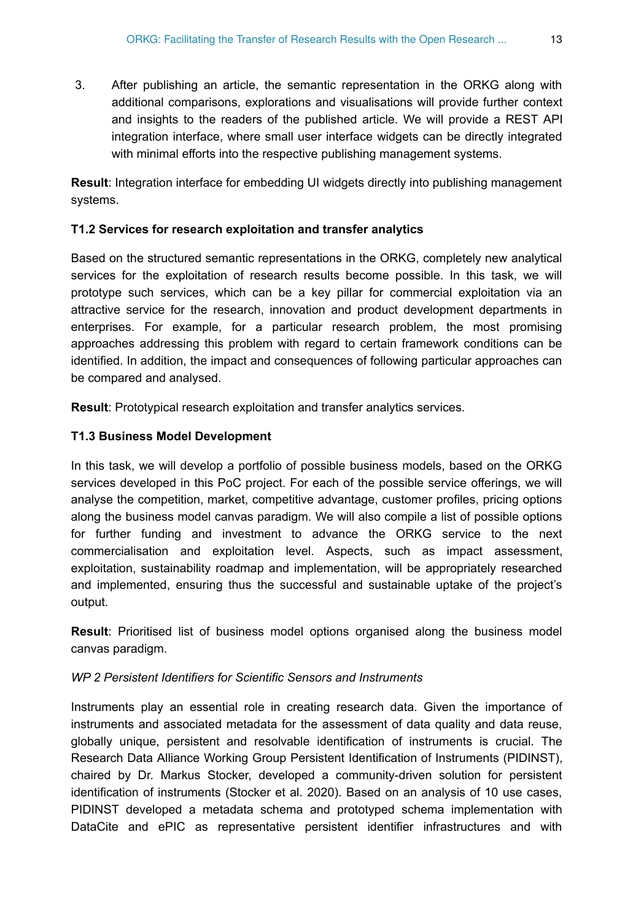3. After publishing an article, the semantic representation in the ORKG along with additional comparisons, explorations and visualisations will provide further context and insights to the readers of the published article. We will provide a REST API integration interface, where small user interface widgets can be directly integrated with minimal efforts into the respective publishing management systems.

**Result**: Integration interface for embedding UI widgets directly into publishing management systems.

**T1.2 Services for research exploitation and transfer analytics**

Based on the structured semantic representations in the ORKG, completely new analytical services for the exploitation of research results become possible. In this task, we will prototype such services, which can be a key pillar for commercial exploitation via an attractive service for the research, innovation and product development departments in enterprises. For example, for a particular research problem, the most promising approaches addressing this problem with regard to certain framework conditions can be identified. In addition, the impact and consequences of following particular approaches can be compared and analysed.

**Result**: Prototypical research exploitation and transfer analytics services.

**T1.3 Business Model Development**

In this task, we will develop a portfolio of possible business models, based on the ORKG services developed in this PoC project. For each of the possible service offerings, we will analyse the competition, market, competitive advantage, customer profiles, pricing options along the business model canvas paradigm. We will also compile a list of possible options for further funding and investment to advance the ORKG service to the next commercialisation and exploitation level. Aspects, such as impact assessment, exploitation, sustainability roadmap and implementation, will be appropriately researched and implemented, ensuring thus the successful and sustainable uptake of the project's output.

**Result**: Prioritised list of business model options organised along the business model canvas paradigm.

*WP 2 Persistent Identifiers for Scientific Sensors and Instruments*

Instruments play an essential role in creating research data. Given the importance of instruments and associated metadata for the assessment of data quality and data reuse, globally unique, persistent and resolvable identification of instruments is crucial. The Research Data Alliance Working Group Persistent Identification of Instruments (PIDINST), chaired by Dr. Markus Stocker, developed a community-driven solution for persistent identification of instruments (Stocker et al. 2020). Based on an analysis of 10 use cases, PIDINST developed a metadata schema and prototyped schema implementation with DataCite and ePIC as representative persistent identifier infrastructures and with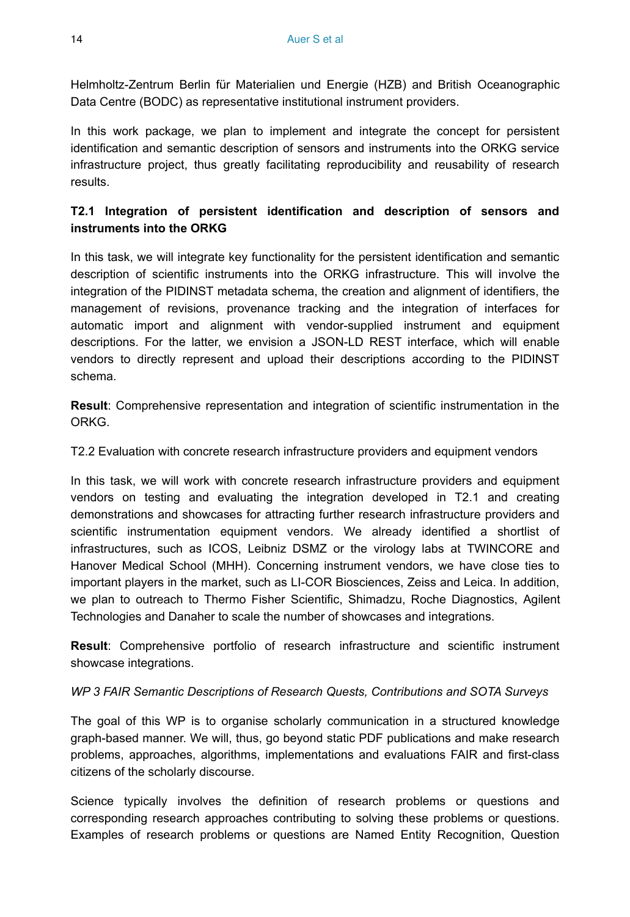Helmholtz-Zentrum Berlin für Materialien und Energie (HZB) and British Oceanographic Data Centre (BODC) as representative institutional instrument providers.

In this work package, we plan to implement and integrate the concept for persistent identification and semantic description of sensors and instruments into the ORKG service infrastructure project, thus greatly facilitating reproducibility and reusability of research results.

**T2.1 Integration of persistent identification and description of sensors and instruments into the ORKG**

In this task, we will integrate key functionality for the persistent identification and semantic description of scientific instruments into the ORKG infrastructure. This will involve the integration of the PIDINST metadata schema, the creation and alignment of identifiers, the management of revisions, provenance tracking and the integration of interfaces for automatic import and alignment with vendor-supplied instrument and equipment descriptions. For the latter, we envision a JSON-LD REST interface, which will enable vendors to directly represent and upload their descriptions according to the PIDINST schema.

**Result**: Comprehensive representation and integration of scientific instrumentation in the ORKG.

T2.2 Evaluation with concrete research infrastructure providers and equipment vendors

In this task, we will work with concrete research infrastructure providers and equipment vendors on testing and evaluating the integration developed in T2.1 and creating demonstrations and showcases for attracting further research infrastructure providers and scientific instrumentation equipment vendors. We already identified a shortlist of infrastructures, such as ICOS, Leibniz DSMZ or the virology labs at TWINCORE and Hanover Medical School (MHH). Concerning instrument vendors, we have close ties to important players in the market, such as LI-COR Biosciences, Zeiss and Leica. In addition, we plan to outreach to Thermo Fisher Scientific, Shimadzu, Roche Diagnostics, Agilent Technologies and Danaher to scale the number of showcases and integrations.

**Result**: Comprehensive portfolio of research infrastructure and scientific instrument showcase integrations.

*WP 3 FAIR Semantic Descriptions of Research Quests, Contributions and SOTA Surveys*

The goal of this WP is to organise scholarly communication in a structured knowledge graph-based manner. We will, thus, go beyond static PDF publications and make research problems, approaches, algorithms, implementations and evaluations FAIR and first-class citizens of the scholarly discourse.

Science typically involves the definition of research problems or questions and corresponding research approaches contributing to solving these problems or questions. Examples of research problems or questions are Named Entity Recognition, Question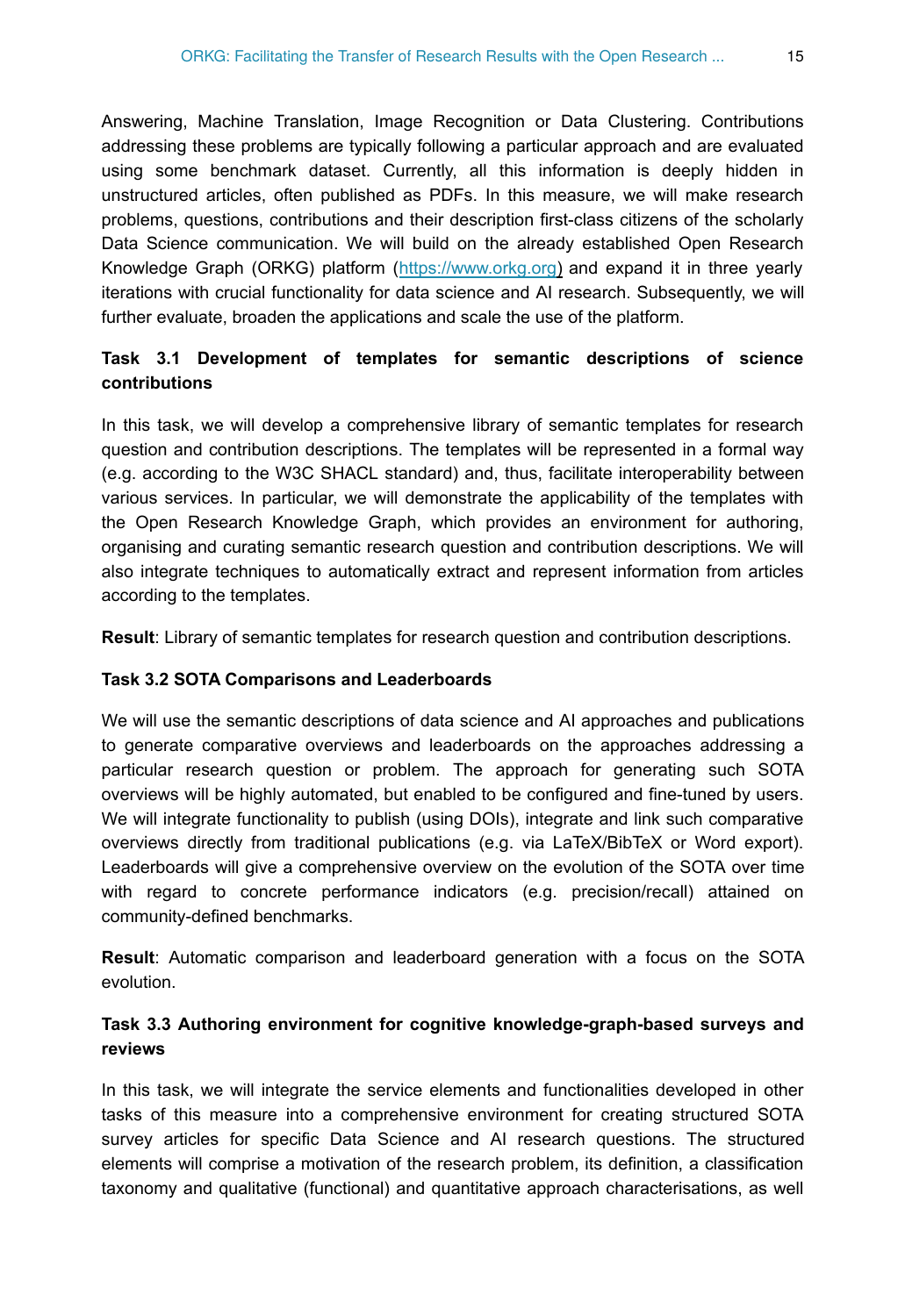Answering, Machine Translation, Image Recognition or Data Clustering. Contributions addressing these problems are typically following a particular approach and are evaluated using some benchmark dataset. Currently, all this information is deeply hidden in unstructured articles, often published as PDFs. In this measure, we will make research problems, questions, contributions and their description first-class citizens of the scholarly Data Science communication. We will build on the already established Open Research Knowledge Graph (ORKG) platform (https://www.orkg.org) and expand it in three yearly iterations with crucial functionality for data science and AI research. Subsequently, we will further evaluate, broaden the applications and scale the use of the platform.

### Task 3.1 Development of templates for semantic descriptions of science contributions

In this task, we will develop a comprehensive library of semantic templates for research question and contribution descriptions. The templates will be represented in a formal way (e.g. according to the W3C SHACL standard) and, thus, facilitate interoperability between various services. In particular, we will demonstrate the applicability of the templates with the Open Research Knowledge Graph, which provides an environment for authoring, organising and curating semantic research question and contribution descriptions. We will also integrate techniques to automatically extract and represent information from articles according to the templates.

**Result**: Library of semantic templates for research question and contribution descriptions.

### Task 3.2 SOTA Comparisons and Leaderboards

We will use the semantic descriptions of data science and AI approaches and publications to generate comparative overviews and leaderboards on the approaches addressing a particular research question or problem. The approach for generating such SOTA overviews will be highly automated, but enabled to be configured and fine-tuned by users. We will integrate functionality to publish (using DOIs), integrate and link such comparative overviews directly from traditional publications (e.g. via LaTeX/BibTeX or Word export). Leaderboards will give a comprehensive overview on the evolution of the SOTA over time with regard to concrete performance indicators (e.g. precision/recall) attained on community-defined benchmarks.

**Result**: Automatic comparison and leaderboard generation with a focus on the SOTA evolution.

### Task 3.3 Authoring environment for cognitive knowledge-graph-based surveys and reviews

In this task, we will integrate the service elements and functionalities developed in other tasks of this measure into a comprehensive environment for creating structured SOTA survey articles for specific Data Science and AI research questions. The structured elements will comprise a motivation of the research problem, its definition, a classification taxonomy and qualitative (functional) and quantitative approach characterisations, as well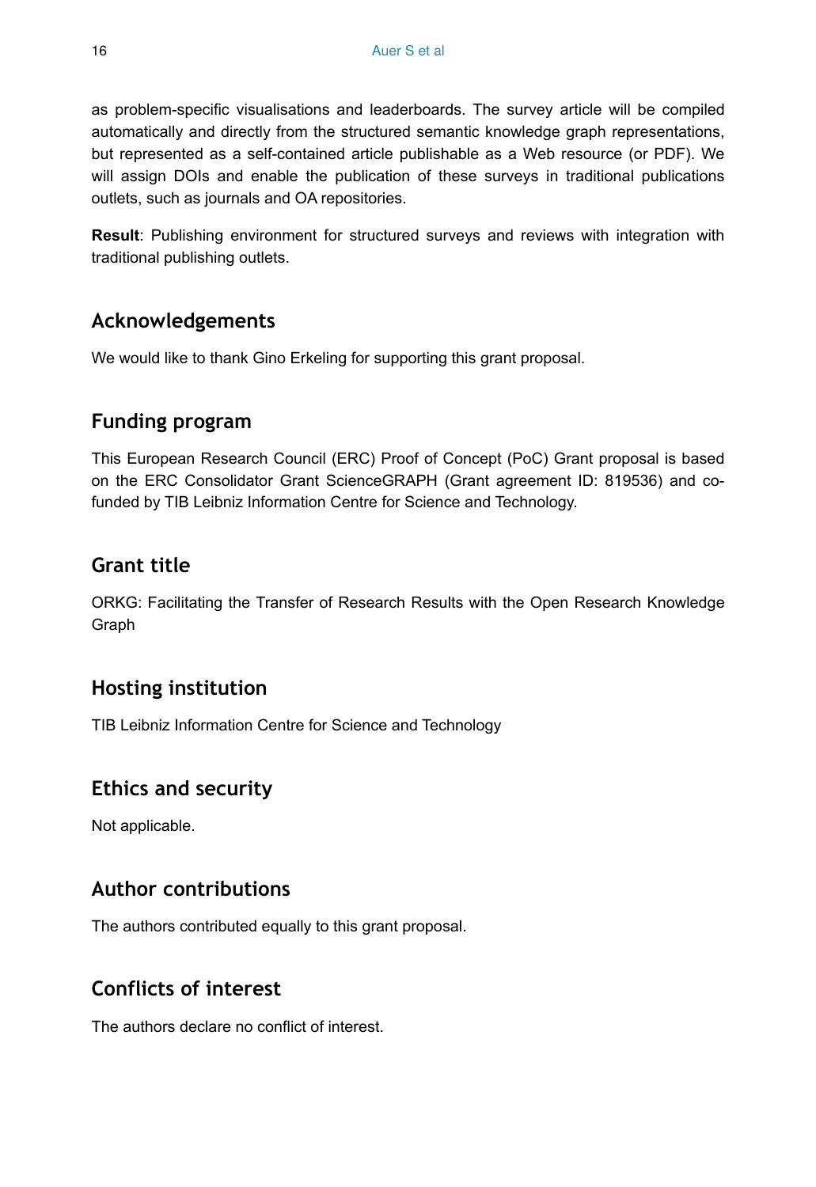as problem-specific visualisations and leaderboards. The survey article will be compiled automatically and directly from the structured semantic knowledge graph representations, but represented as a self-contained article publishable as a Web resource (or PDF). We will assign DOIs and enable the publication of these surveys in traditional publications outlets, such as journals and OA repositories.

**Result**: Publishing environment for structured surveys and reviews with integration with traditional publishing outlets.

## Acknowledgements

We would like to thank Gino Erkeling for supporting this grant proposal.

## Funding program

This European Research Council (ERC) Proof of Concept (PoC) Grant proposal is based on the ERC Consolidator Grant ScienceGRAPH (Grant agreement ID: 819536) and co-funded by TIB Leibniz Information Centre for Science and Technology.

## Grant title

ORKG: Facilitating the Transfer of Research Results with the Open Research Knowledge Graph

## Hosting institution

TIB Leibniz Information Centre for Science and Technology

## Ethics and security

Not applicable.

## Author contributions

The authors contributed equally to this grant proposal.

## Conflicts of interest

The authors declare no conflict of interest.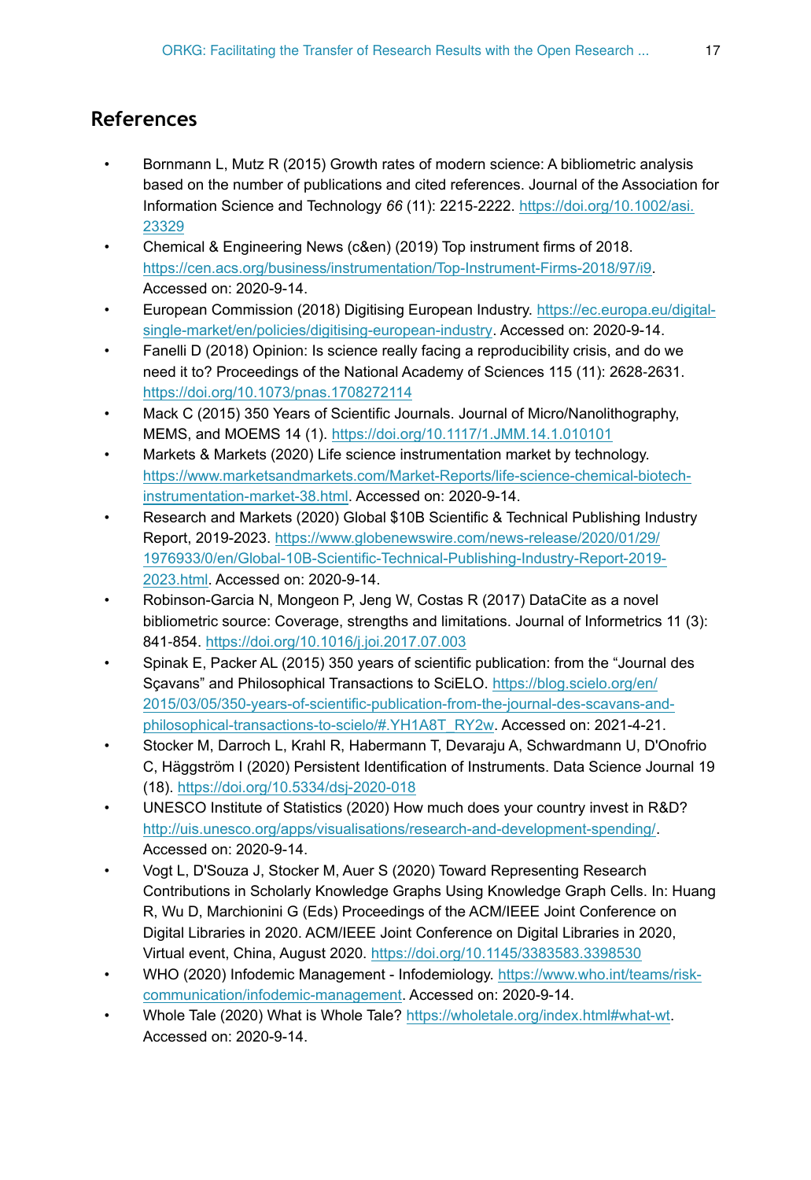## References

- Bornmann L, Mutz R (2015) Growth rates of modern science: A bibliometric analysis based on the number of publications and cited references. Journal of the Association for Information Science and Technology *66* (11): 2215-2222. https://doi.org/10.1002/asi.23329
- Chemical & Engineering News (c&en) (2019) Top instrument firms of 2018. https://cen.acs.org/business/instrumentation/Top-Instrument-Firms-2018/97/i9. Accessed on: 2020-9-14.
- European Commission (2018) Digitising European Industry. https://ec.europa.eu/digital-single-market/en/policies/digitising-european-industry. Accessed on: 2020-9-14.
- Fanelli D (2018) Opinion: Is science really facing a reproducibility crisis, and do we need it to? Proceedings of the National Academy of Sciences 115 (11): 2628-2631. https://doi.org/10.1073/pnas.1708272114
- Mack C (2015) 350 Years of Scientific Journals. Journal of Micro/Nanolithography, MEMS, and MOEMS 14 (1). https://doi.org/10.1117/1.JMM.14.1.010101
- Markets & Markets (2020) Life science instrumentation market by technology. https://www.marketsandmarkets.com/Market-Reports/life-science-chemical-biotech-instrumentation-market-38.html. Accessed on: 2020-9-14.
- Research and Markets (2020) Global $10B Scientific & Technical Publishing Industry Report, 2019-2023. https://www.globenewswire.com/news-release/2020/01/29/1976933/0/en/Global-10B-Scientific-Technical-Publishing-Industry-Report-2019-2023.html. Accessed on: 2020-9-14.
- Robinson-Garcia N, Mongeon P, Jeng W, Costas R (2017) DataCite as a novel bibliometric source: Coverage, strengths and limitations. Journal of Informetrics 11 (3): 841-854. https://doi.org/10.1016/j.joi.2017.07.003
- Spinak E, Packer AL (2015) 350 years of scientific publication: from the "Journal des Sçavans" and Philosophical Transactions to SciELO. https://blog.scielo.org/en/2015/03/05/350-years-of-scientific-publication-from-the-journal-des-scavans-and-philosophical-transactions-to-scielo/#.YH1A8T_RY2w. Accessed on: 2021-4-21.
- Stocker M, Darroch L, Krahl R, Habermann T, Devaraju A, Schwardmann U, D'Onofrio C, Häggström I (2020) Persistent Identification of Instruments. Data Science Journal 19 (18). https://doi.org/10.5334/dsj-2020-018
- UNESCO Institute of Statistics (2020) How much does your country invest in R&D? http://uis.unesco.org/apps/visualisations/research-and-development-spending/. Accessed on: 2020-9-14.
- Vogt L, D'Souza J, Stocker M, Auer S (2020) Toward Representing Research Contributions in Scholarly Knowledge Graphs Using Knowledge Graph Cells. In: Huang R, Wu D, Marchionini G (Eds) Proceedings of the ACM/IEEE Joint Conference on Digital Libraries in 2020. ACM/IEEE Joint Conference on Digital Libraries in 2020, Virtual event, China, August 2020. https://doi.org/10.1145/3383583.3398530
- WHO (2020) Infodemic Management - Infodemiology. https://www.who.int/teams/risk-communication/infodemic-management. Accessed on: 2020-9-14.
- Whole Tale (2020) What is Whole Tale? https://wholetale.org/index.html#what-wt. Accessed on: 2020-9-14.